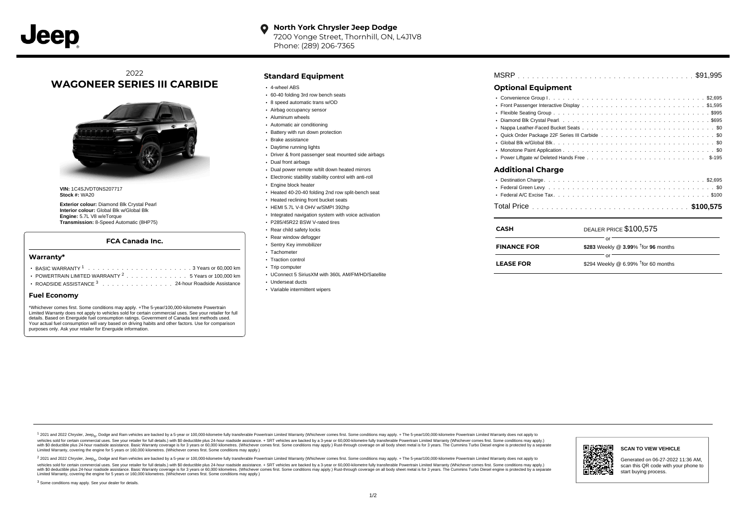Jeep

**North York Chrysler Jeep Dodge**
7200 Yonge Street, Thornhill, ON, L4J1V8
Phone: (289) 206-7365

# 2022 WAGONEER SERIES III CARBIDE

**VIN:** 1C4SJVDT0NS207717
**Stock #:** WA20

**Exterior colour:** Diamond Blk Crystal Pearl
**Interior colour:** Global Blk w/Global Blk
**Engine:** 5.7L V8 w/eTorque
**Transmission:** 8-Speed Automatic (8HP75)

### FCA Canada Inc.

#### Warranty*

- BASIC WARRANTY [1] . . . . . . . . . . 3 Years or 60,000 km
- POWERTRAIN LIMITED WARRANTY [2] . . . . . . . . . . 5 Years or 100,000 km
- ROADSIDE ASSISTANCE [3] . . . . . . . . . . 24-hour Roadside Assistance

#### Fuel Economy

*Whichever comes first. Some conditions may apply. +The 5-year/100,000-kilometre Powertrain Limited Warranty does not apply to vehicles sold for certain commercial uses. See your retailer for full details. Based on Energuide fuel consumption ratings. Government of Canada test methods used. Your actual fuel consumption will vary based on driving habits and other factors. Use for comparison purposes only. Ask your retailer for Energuide information.

## Standard Equipment

- 4-wheel ABS
- 60-40 folding 3rd row bench seats
- 8 speed automatic trans w/OD
- Airbag occupancy sensor
- Aluminum wheels
- Automatic air conditioning
- Battery with run down protection
- Brake assistance
- Daytime running lights
- Driver & front passenger seat mounted side airbags
- Dual front airbags
- Dual power remote w/tilt down heated mirrors
- Electronic stability stability control with anti-roll
- Engine block heater
- Heated 40-20-40 folding 2nd row split-bench seat
- Heated reclining front bucket seats
- HEMI 5.7L V-8 OHV w/SMPI 392hp
- Integrated navigation system with voice activation
- P285/45R22 BSW V-rated tires
- Rear child safety locks
- Rear window defogger
- Sentry Key immobilizer
- Tachometer
- Traction control
- Trip computer
- UConnect 5 SiriusXM with 360L AM/FM/HD/Satellite
- Underseat ducts
- Variable intermittent wipers

MSRP . . . . . . . . . . $91,995

## Optional Equipment

- Convenience Group I . . . . . . . . . . $2,695
- Front Passenger Interactive Display . . . . . . . . . . $1,595
- Flexible Seating Group . . . . . . . . . . $995
- Diamond Blk Crystal Pearl . . . . . . . . . . $695
- Nappa Leather-Faced Bucket Seats . . . . . . . . . . $0
- Quick Order Package 22F Series III Carbide . . . . . . . . . . $0
- Global Blk w/Global Blk . . . . . . . . . . $0
- Monotone Paint Application . . . . . . . . . . $0
- Power Liftgate w/ Deleted Hands Free . . . . . . . . . . $-195

## Additional Charge

- Destination Charge . . . . . . . . . . $2,695
- Federal Green Levy . . . . . . . . . . $0
- Federal A/C Excise Tax . . . . . . . . . . $100

Total Price . . . . . . . . . . **$100,575**

| | |
|---|---|
| **CASH** | DEALER PRICE $100,575 |
| | or |
| **FINANCE FOR** | **$283** Weekly @ **3.99**% †for **96** months |
| | or |
| **LEASE FOR** | $294 Weekly @ 6.99% †for 60 months |

[1] 2021 and 2022 Chrysler, Jeep®, Dodge and Ram vehicles are backed by a 5-year or 100,000-kilometre fully transferable Powertrain Limited Warranty (Whichever comes first. Some conditions may apply. + The 5-year/100,000-kilometre Powertrain Limited Warranty does not apply to vehicles sold for certain commercial uses. See your retailer for full details.) with $0 deductible plus 24-hour roadside assistance. + SRT vehicles are backed by a 3-year or 60,000-kilometre fully transferable Powertrain Limited Warranty (Whichever comes first. Some conditions may apply.) with $0 deductible plus 24-hour roadside assistance. Basic Warranty coverage is for 3 years or 60,000 kilometres. (Whichever comes first. Some conditions may apply.) Rust-through coverage on all body sheet metal is for 3 years. The Cummins Turbo Diesel engine is protected by a separate Limited Warranty, covering the engine for 5 years or 160,000 kilometres. (Whichever comes first. Some conditions may apply.)

[2] 2021 and 2022 Chrysler, Jeep®, Dodge and Ram vehicles are backed by a 5-year or 100,000-kilometre fully transferable Powertrain Limited Warranty (Whichever comes first. Some conditions may apply. + The 5-year/100,000-kilometre Powertrain Limited Warranty does not apply to vehicles sold for certain commercial uses. See your retailer for full details.) with $0 deductible plus 24-hour roadside assistance. + SRT vehicles are backed by a 3-year or 60,000-kilometre fully transferable Powertrain Limited Warranty (Whichever comes first. Some conditions may apply.) with $0 deductible plus 24-hour roadside assistance. Basic Warranty coverage is for 3 years or 60,000 kilometres. (Whichever comes first. Some conditions may apply.) Rust-through coverage on all body sheet metal is for 3 years. The Cummins Turbo Diesel engine is protected by a separate Limited Warranty, covering the engine for 5 years or 160,000 kilometres. (Whichever comes first. Some conditions may apply.)

[3] Some conditions may apply. See your dealer for details.

**SCAN TO VIEW VEHICLE**

Generated on 06-27-2022 11:36 AM, scan this QR code with your phone to start buying process.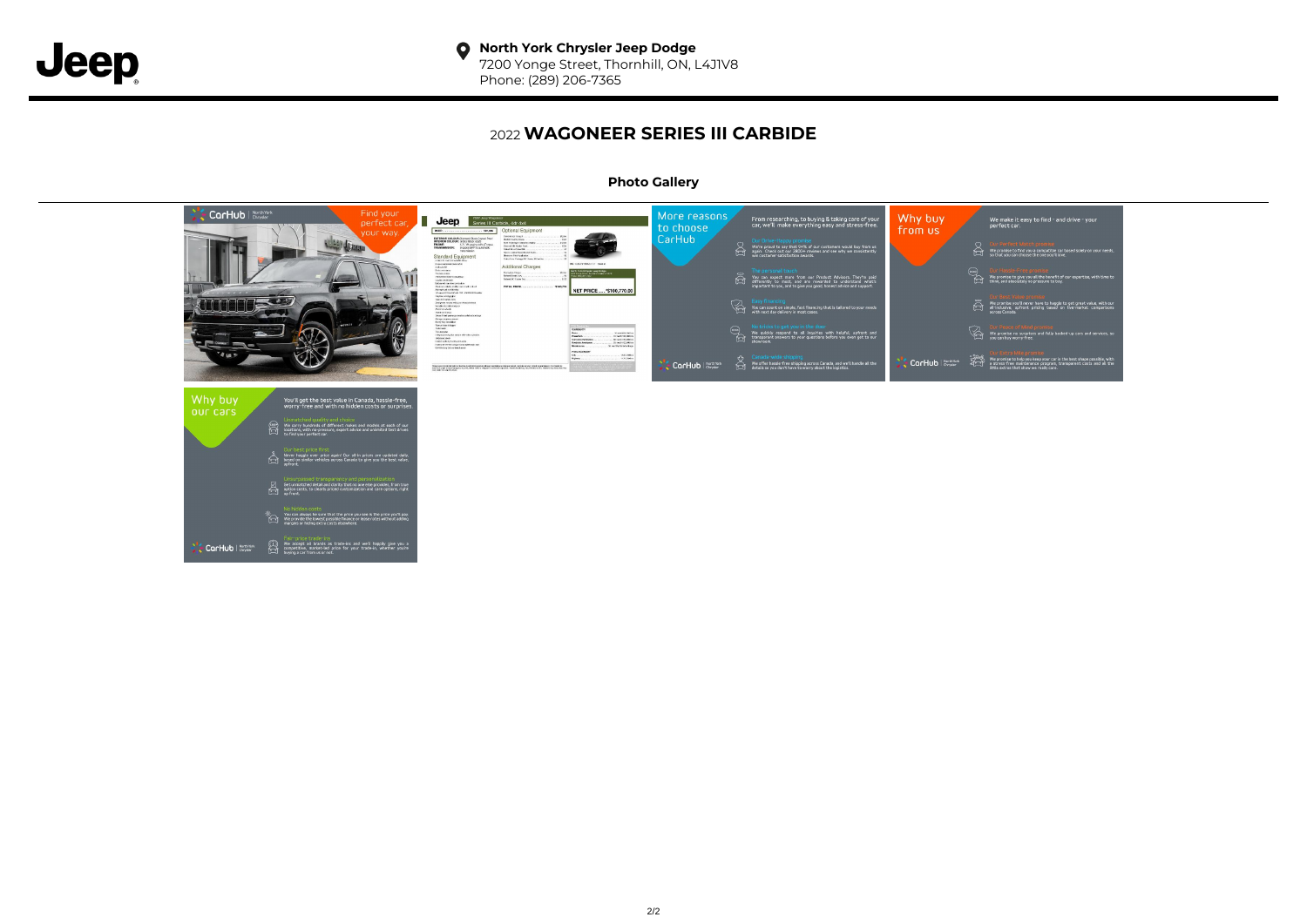Jeep

**North York Chrysler Jeep Dodge**
7200 Yonge Street, Thornhill, ON, L4J1V8
Phone: (289) 206-7365

## 2022 **WAGONEER SERIES III CARBIDE**

### Photo Gallery